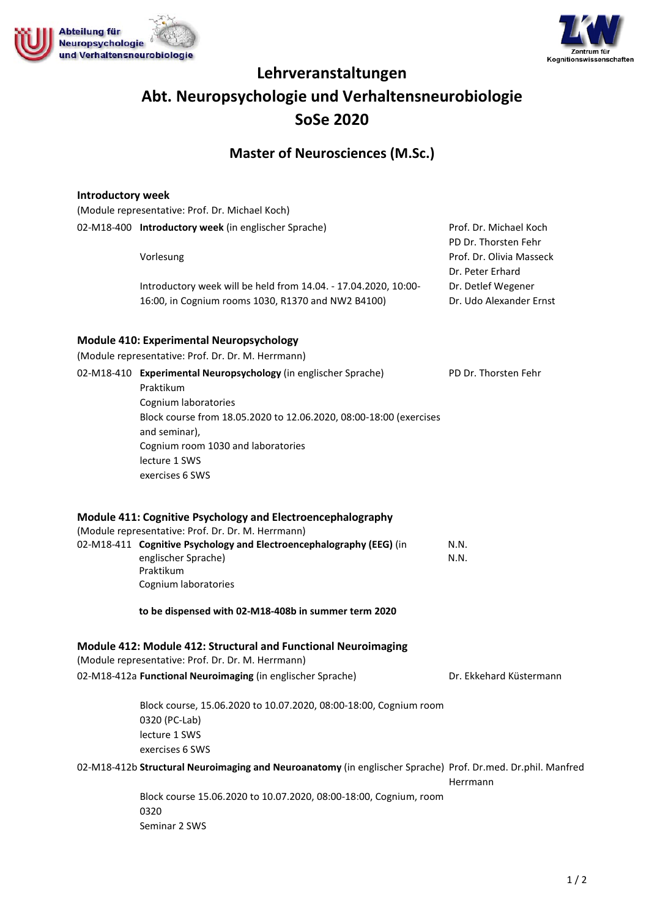Abteilung für Neuropsychologie und Verhaltensneurobiologie

Zentrum für Kognitionswissenschaften

# Lehrveranstaltungen
# Abt. Neuropsychologie und Verhaltensneurobiologie
# SoSe 2020

## Master of Neurosciences (M.Sc.)

### Introductory week

(Module representative: Prof. Dr. Michael Koch)

02-M18-400 **Introductory week** (in englischer Sprache)

Vorlesung

Introductory week will be held from 14.04. - 17.04.2020, 10:00-16:00, in Cognium rooms 1030, R1370 and NW2 B4100)

Prof. Dr. Michael Koch
PD Dr. Thorsten Fehr
Prof. Dr. Olivia Masseck
Dr. Peter Erhard
Dr. Detlef Wegener
Dr. Udo Alexander Ernst

### Module 410: Experimental Neuropsychology

(Module representative: Prof. Dr. Dr. M. Herrmann)

02-M18-410 **Experimental Neuropsychology** (in englischer Sprache)
Praktikum
Cognium laboratories
Block course from 18.05.2020 to 12.06.2020, 08:00-18:00 (exercises and seminar),
Cognium room 1030 and laboratories
lecture 1 SWS
exercises 6 SWS

PD Dr. Thorsten Fehr

### Module 411: Cognitive Psychology and Electroencephalography

(Module representative: Prof. Dr. Dr. M. Herrmann)

02-M18-411 **Cognitive Psychology and Electroencephalography (EEG)** (in englischer Sprache)
Praktikum
Cognium laboratories

**to be dispensed with 02-M18-408b in summer term 2020**

N.N.
N.N.

### Module 412: Module 412: Structural and Functional Neuroimaging

(Module representative: Prof. Dr. Dr. M. Herrmann)

02-M18-412a **Functional Neuroimaging** (in englischer Sprache)

Block course, 15.06.2020 to 10.07.2020, 08:00-18:00, Cognium room 0320 (PC-Lab)
lecture 1 SWS
exercises 6 SWS

Dr. Ekkehard Küstermann

02-M18-412b **Structural Neuroimaging and Neuroanatomy** (in englischer Sprache)

Block course 15.06.2020 to 10.07.2020, 08:00-18:00, Cognium, room 0320
Seminar 2 SWS

Prof. Dr.med. Dr.phil. Manfred Herrmann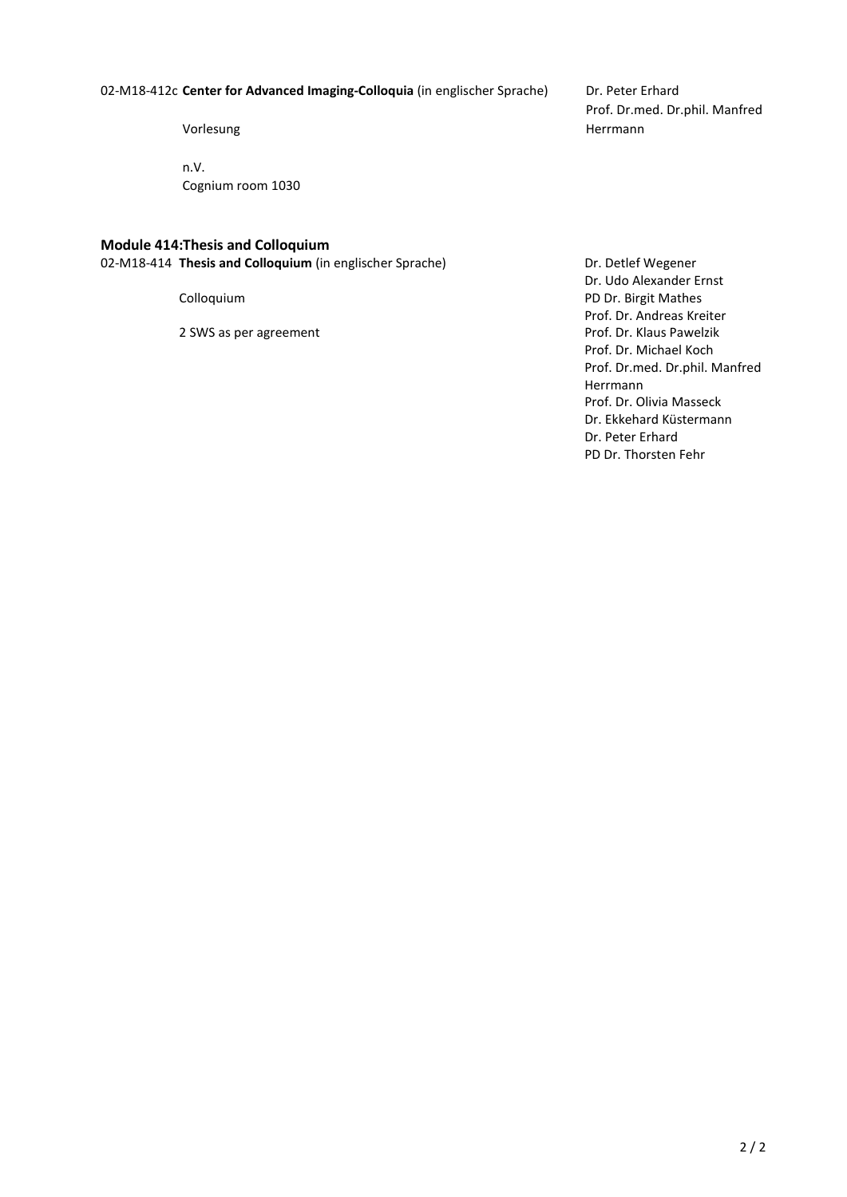02-M18-412c **Center for Advanced Imaging-Colloquia** (in englischer Sprache)

Dr. Peter Erhard
Prof. Dr.med. Dr.phil. Manfred Herrmann

Vorlesung

n.V.
Cognium room 1030

## Module 414:Thesis and Colloquium

02-M18-414 **Thesis and Colloquium** (in englischer Sprache)

Dr. Detlef Wegener
Dr. Udo Alexander Ernst
PD Dr. Birgit Mathes
Prof. Dr. Andreas Kreiter
Prof. Dr. Klaus Pawelzik
Prof. Dr. Michael Koch
Prof. Dr.med. Dr.phil. Manfred Herrmann
Prof. Dr. Olivia Masseck
Dr. Ekkehard Küstermann
Dr. Peter Erhard
PD Dr. Thorsten Fehr

Colloquium

2 SWS as per agreement